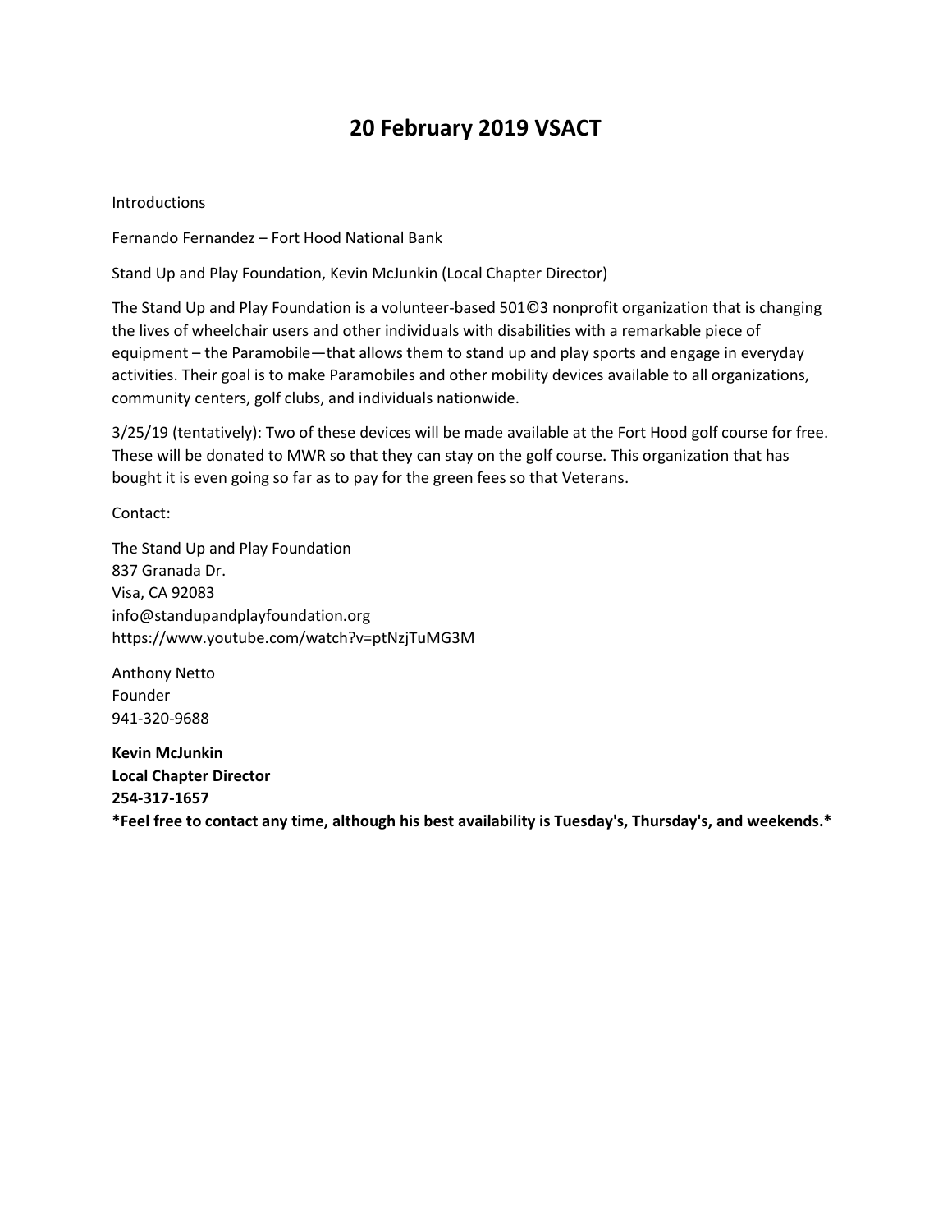# 20 February 2019 VSACT

Introductions

Fernando Fernandez – Fort Hood National Bank

Stand Up and Play Foundation, Kevin McJunkin (Local Chapter Director)

The Stand Up and Play Foundation is a volunteer-based 501©3 nonprofit organization that is changing the lives of wheelchair users and other individuals with disabilities with a remarkable piece of equipment – the Paramobile—that allows them to stand up and play sports and engage in everyday activities. Their goal is to make Paramobiles and other mobility devices available to all organizations, community centers, golf clubs, and individuals nationwide.

3/25/19 (tentatively): Two of these devices will be made available at the Fort Hood golf course for free. These will be donated to MWR so that they can stay on the golf course. This organization that has bought it is even going so far as to pay for the green fees so that Veterans.

Contact:

The Stand Up and Play Foundation
837 Granada Dr.
Visa, CA 92083
info@standupandplayfoundation.org
https://www.youtube.com/watch?v=ptNzjTuMG3M

Anthony Netto
Founder
941-320-9688

**Kevin McJunkin**
**Local Chapter Director**
**254-317-1657**
**\*Feel free to contact any time, although his best availability is Tuesday's, Thursday's, and weekends.\***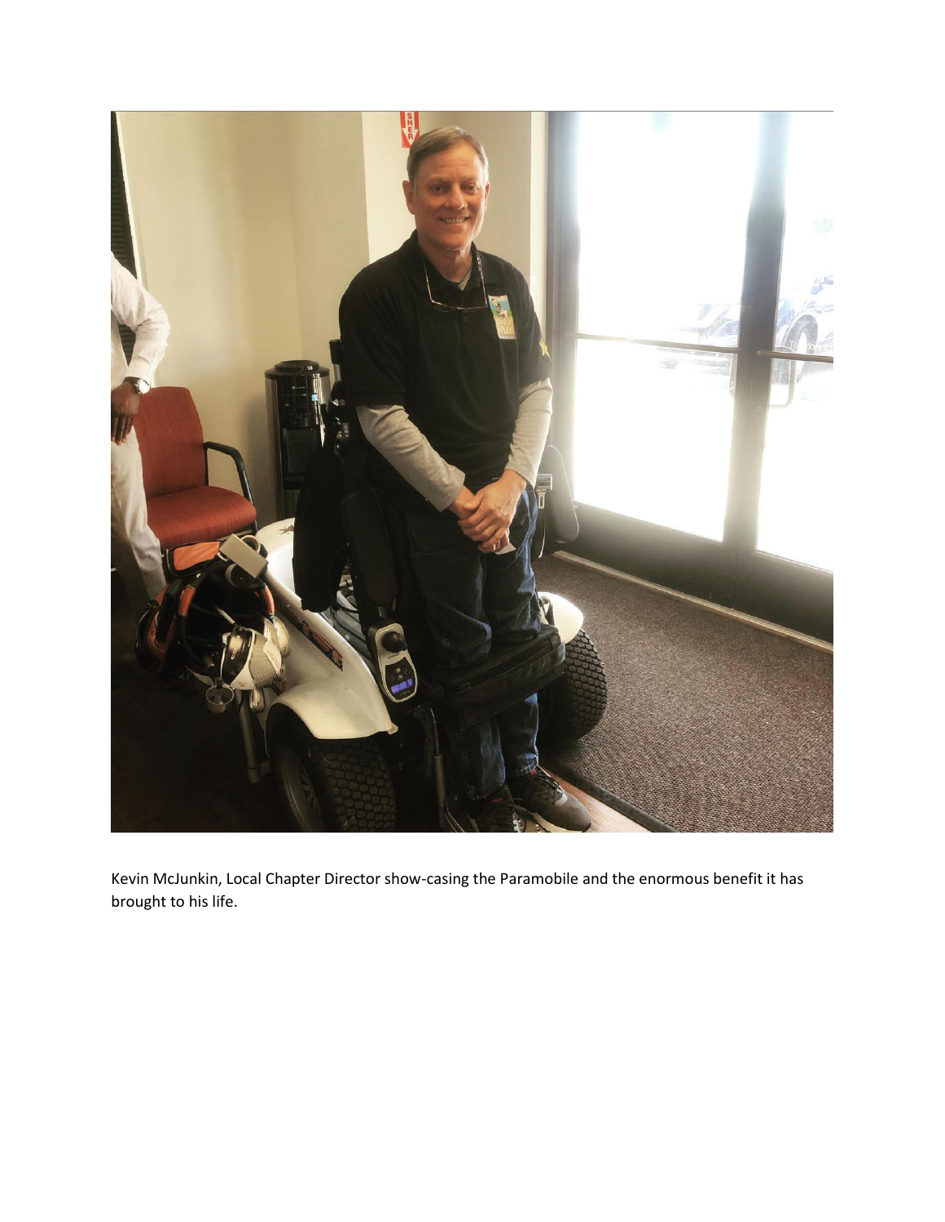Kevin McJunkin, Local Chapter Director show-casing the Paramobile and the enormous benefit it has brought to his life.